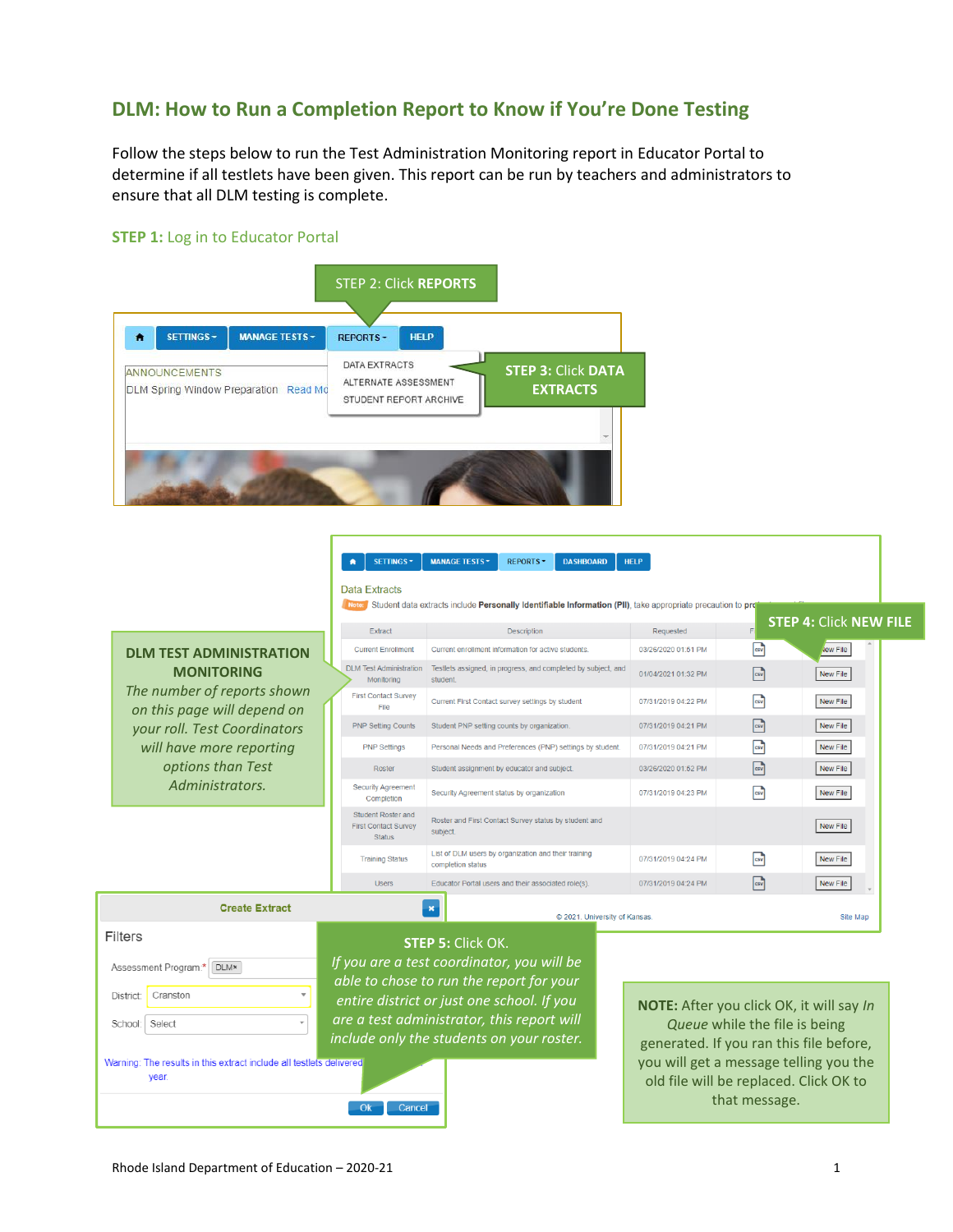# DLM: How to Run a Completion Report to Know if You're Done Testing

Follow the steps below to run the Test Administration Monitoring report in Educator Portal to determine if all testlets have been given. This report can be run by teachers and administrators to ensure that all DLM testing is complete.

**STEP 1:** Log in to Educator Portal

STEP 2: Click **REPORTS**

HOME | SETTINGS | MANAGE TESTS | REPORTS | HELP

REPORTS menu: DATA EXTRACTS, ALTERNATE ASSESSMENT, STUDENT REPORT ARCHIVE

ANNOUNCEMENTS
DLM Spring Window Preparation Read Mo

**STEP 3:** Click **DATA EXTRACTS**

**STEP 4:** Click **NEW FILE**

Data Extracts

Note: Student data extracts include **Personally Identifiable Information (PII)**, take appropriate precaution to pro

| Extract | Description | Requested | File | |
|---|---|---|---|---|
| Current Enrollment | Current enrollment information for active students. | 03/26/2020 01:51 PM | csv | New File |
| DLM Test Administration Monitoring | Testlets assigned, in progress, and completed by subject, and student. | 01/04/2021 01:32 PM | csv | New File |
| First Contact Survey File | Current First Contact survey settings by student | 07/31/2019 04:22 PM | csv | New File |
| PNP Setting Counts | Student PNP setting counts by organization. | 07/31/2019 04:21 PM | csv | New File |
| PNP Settings | Personal Needs and Preferences (PNP) settings by student. | 07/31/2019 04:21 PM | csv | New File |
| Roster | Student assignment by educator and subject. | 03/26/2020 01:52 PM | csv | New File |
| Security Agreement Completion | Security Agreement status by organization | 07/31/2019 04:23 PM | csv | New File |
| Student Roster and First Contact Survey Status | Roster and First Contact Survey status by student and subject. | | | New File |
| Training Status | List of DLM users by organization and their training completion status | 07/31/2019 04:24 PM | csv | New File |
| Users | Educator Portal users and their associated role(s). | 07/31/2019 04:24 PM | csv | New File |

© 2021, University of Kansas. Site Map

**DLM TEST ADMINISTRATION MONITORING**

*The number of reports shown on this page will depend on your roll. Test Coordinators will have more reporting options than Test Administrators.*

**Create Extract**

Filters

Assessment Program*: DLM
District: Cranston
School: Select

Warning: The results in this extract include all testlets delivered ... year.

Ok | Cancel

**STEP 5:** Click OK.

*If you are a test coordinator, you will be able to chose to run the report for your entire district or just one school. If you are a test administrator, this report will include only the students on your roster.*

**NOTE:** After you click OK, it will say *In Queue* while the file is being generated. If you ran this file before, you will get a message telling you the old file will be replaced. Click OK to that message.

Rhode Island Department of Education – 2020-21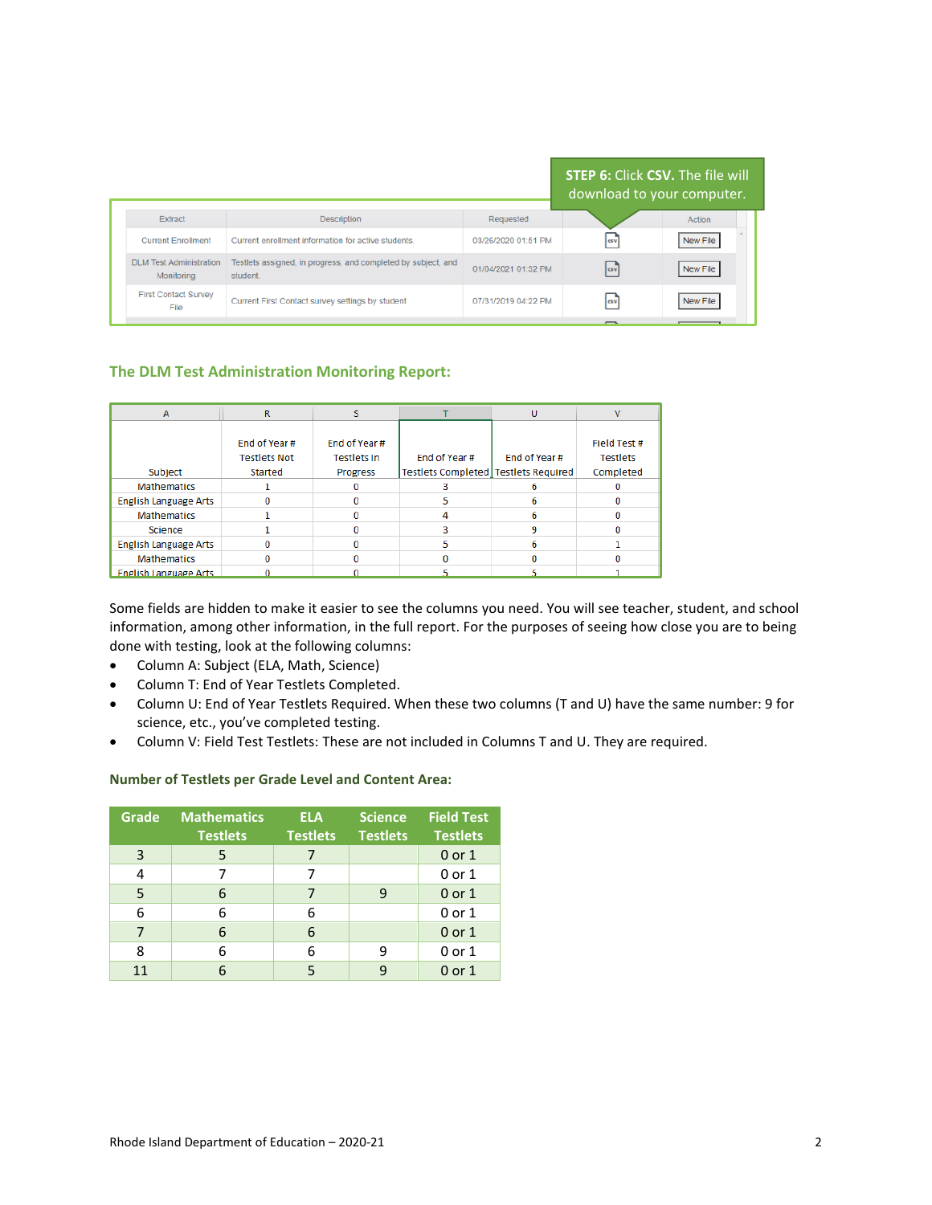**STEP 6:** Click **CSV.** The file will download to your computer.

| Extract | Description | Requested | | Action |
|---|---|---|---|---|
| Current Enrollment | Current enrollment information for active students. | 03/26/2020 01:51 PM | csv | New File |
| DLM Test Administration Monitoring | Testlets assigned, in progress, and completed by subject, and student. | 01/04/2021 01:32 PM | csv | New File |
| First Contact Survey File | Current First Contact survey settings by student | 07/31/2019 04:22 PM | csv | New File |

### The DLM Test Administration Monitoring Report:

| A | R | S | T | U | V |
|---|---|---|---|---|---|
| Subject | End of Year # Testlets Not Started | End of Year # Testlets In Progress | End of Year # Testlets Completed | End of Year # Testlets Required | Field Test # Testlets Completed |
| Mathematics | 1 | 0 | 3 | 6 | 0 |
| English Language Arts | 0 | 0 | 5 | 6 | 0 |
| Mathematics | 1 | 0 | 4 | 6 | 0 |
| Science | 1 | 0 | 3 | 9 | 0 |
| English Language Arts | 0 | 0 | 5 | 6 | 1 |
| Mathematics | 0 | 0 | 0 | 0 | 0 |
| English Language Arts | 0 | 0 | 5 | 5 | 1 |

Some fields are hidden to make it easier to see the columns you need. You will see teacher, student, and school information, among other information, in the full report. For the purposes of seeing how close you are to being done with testing, look at the following columns:

- Column A: Subject (ELA, Math, Science)
- Column T: End of Year Testlets Completed.
- Column U: End of Year Testlets Required. When these two columns (T and U) have the same number: 9 for science, etc., you've completed testing.
- Column V: Field Test Testlets: These are not included in Columns T and U. They are required.

### Number of Testlets per Grade Level and Content Area:

| Grade | Mathematics Testlets | ELA Testlets | Science Testlets | Field Test Testlets |
|---|---|---|---|---|
| 3 | 5 | 7 | | 0 or 1 |
| 4 | 7 | 7 | | 0 or 1 |
| 5 | 6 | 7 | 9 | 0 or 1 |
| 6 | 6 | 6 | | 0 or 1 |
| 7 | 6 | 6 | | 0 or 1 |
| 8 | 6 | 6 | 9 | 0 or 1 |
| 11 | 6 | 5 | 9 | 0 or 1 |

Rhode Island Department of Education – 2020-21